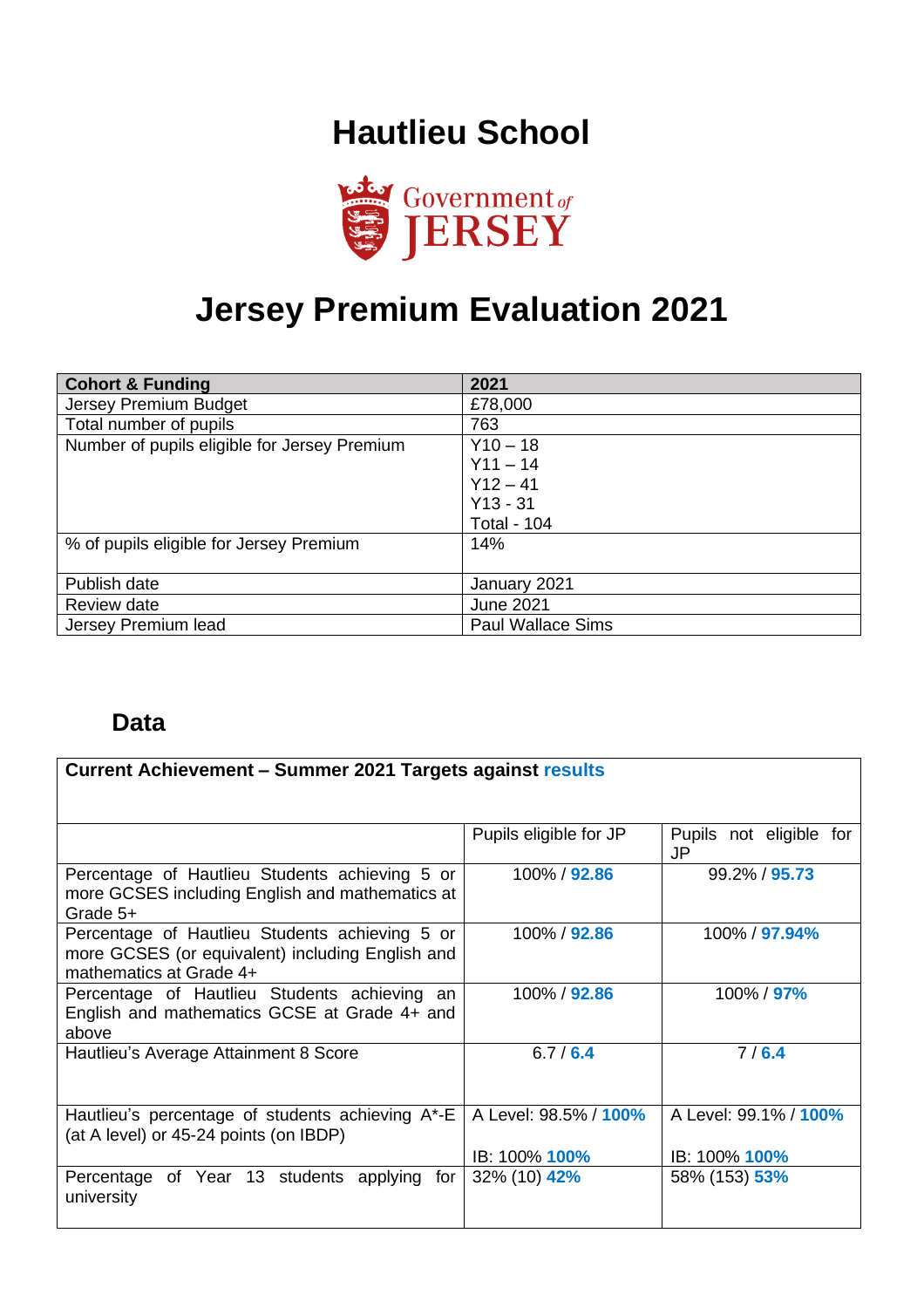# Hautlieu School

Government of JERSEY

# Jersey Premium Evaluation 2021

| Cohort & Funding | 2021 |
|---|---|
| Jersey Premium Budget | £78,000 |
| Total number of pupils | 763 |
| Number of pupils eligible for Jersey Premium | Y10 – 18<br>Y11 – 14<br>Y12 – 41<br>Y13 - 31<br>Total - 104 |
| % of pupils eligible for Jersey Premium | 14% |
| Publish date | January 2021 |
| Review date | June 2021 |
| Jersey Premium lead | Paul Wallace Sims |

## Data

| Current Achievement – Summer 2021 Targets against **results** | | |
|---|---|---|
| | Pupils eligible for JP | Pupils not eligible for JP |
| Percentage of Hautlieu Students achieving 5 or more GCSES including English and mathematics at Grade 5+ | 100% / **92.86** | 99.2% / **95.73** |
| Percentage of Hautlieu Students achieving 5 or more GCSES (or equivalent) including English and mathematics at Grade 4+ | 100% / **92.86** | 100% / **97.94%** |
| Percentage of Hautlieu Students achieving an English and mathematics GCSE at Grade 4+ and above | 100% / **92.86** | 100% / **97%** |
| Hautlieu's Average Attainment 8 Score | 6.7 / **6.4** | 7 / **6.4** |
| Hautlieu's percentage of students achieving A*-E (at A level) or 45-24 points (on IBDP) | A Level: 98.5% / **100%**<br>IB: 100% **100%** | A Level: 99.1% / **100%**<br>IB: 100% **100%** |
| Percentage of Year 13 students applying for university | 32% (10) **42%** | 58% (153) **53%** |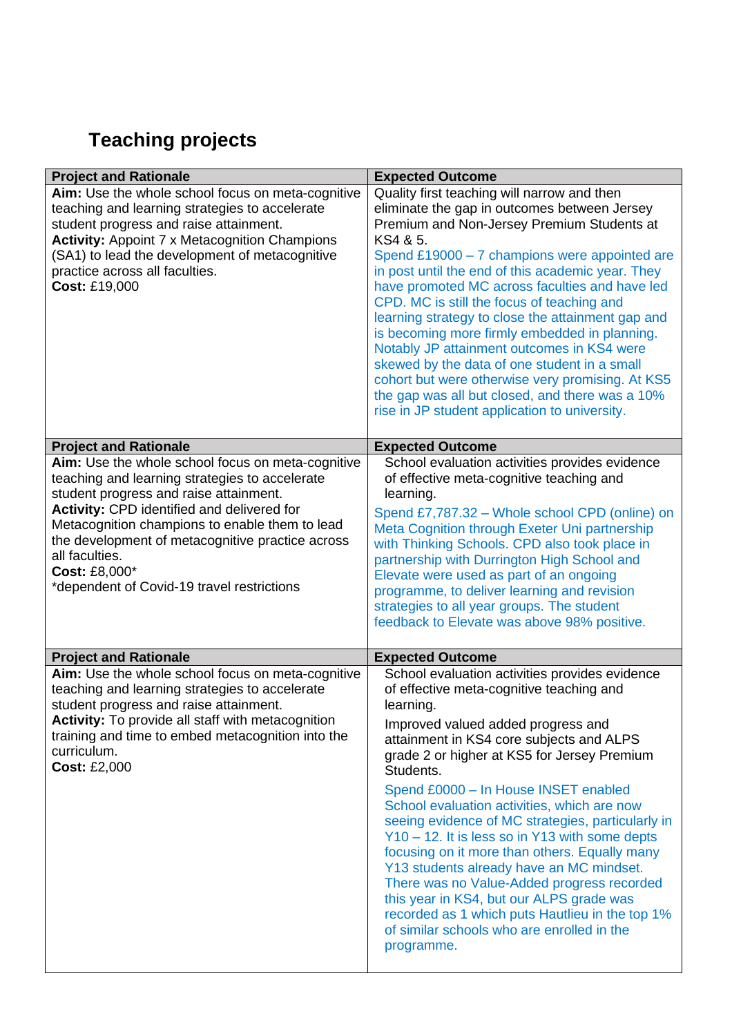## Teaching projects

| Project and Rationale | Expected Outcome |
|---|---|
| **Aim:** Use the whole school focus on meta-cognitive teaching and learning strategies to accelerate student progress and raise attainment.<br>**Activity:** Appoint 7 x Metacognition Champions (SA1) to lead the development of metacognitive practice across all faculties.<br>**Cost:** £19,000 | Quality first teaching will narrow and then eliminate the gap in outcomes between Jersey Premium and Non-Jersey Premium Students at KS4 & 5.<br>Spend £19000 – 7 champions were appointed are in post until the end of this academic year. They have promoted MC across faculties and have led CPD. MC is still the focus of teaching and learning strategy to close the attainment gap and is becoming more firmly embedded in planning. Notably JP attainment outcomes in KS4 were skewed by the data of one student in a small cohort but were otherwise very promising. At KS5 the gap was all but closed, and there was a 10% rise in JP student application to university. |
| **Project and Rationale** | **Expected Outcome** |
| **Aim:** Use the whole school focus on meta-cognitive teaching and learning strategies to accelerate student progress and raise attainment.<br>**Activity:** CPD identified and delivered for Metacognition champions to enable them to lead the development of metacognitive practice across all faculties.<br>**Cost:** £8,000*<br>*dependent of Covid-19 travel restrictions | School evaluation activities provides evidence of effective meta-cognitive teaching and learning.<br>Spend £7,787.32 – Whole school CPD (online) on Meta Cognition through Exeter Uni partnership with Thinking Schools. CPD also took place in partnership with Durrington High School and Elevate were used as part of an ongoing programme, to deliver learning and revision strategies to all year groups. The student feedback to Elevate was above 98% positive. |
| **Project and Rationale** | **Expected Outcome** |
| **Aim:** Use the whole school focus on meta-cognitive teaching and learning strategies to accelerate student progress and raise attainment.<br>**Activity:** To provide all staff with metacognition training and time to embed metacognition into the curriculum.<br>**Cost:** £2,000 | School evaluation activities provides evidence of effective meta-cognitive teaching and learning.<br>Improved valued added progress and attainment in KS4 core subjects and ALPS grade 2 or higher at KS5 for Jersey Premium Students.<br>Spend £0000 – In House INSET enabled School evaluation activities, which are now seeing evidence of MC strategies, particularly in Y10 – 12. It is less so in Y13 with some depts focusing on it more than others. Equally many Y13 students already have an MC mindset. There was no Value-Added progress recorded this year in KS4, but our ALPS grade was recorded as 1 which puts Hautlieu in the top 1% of similar schools who are enrolled in the programme. |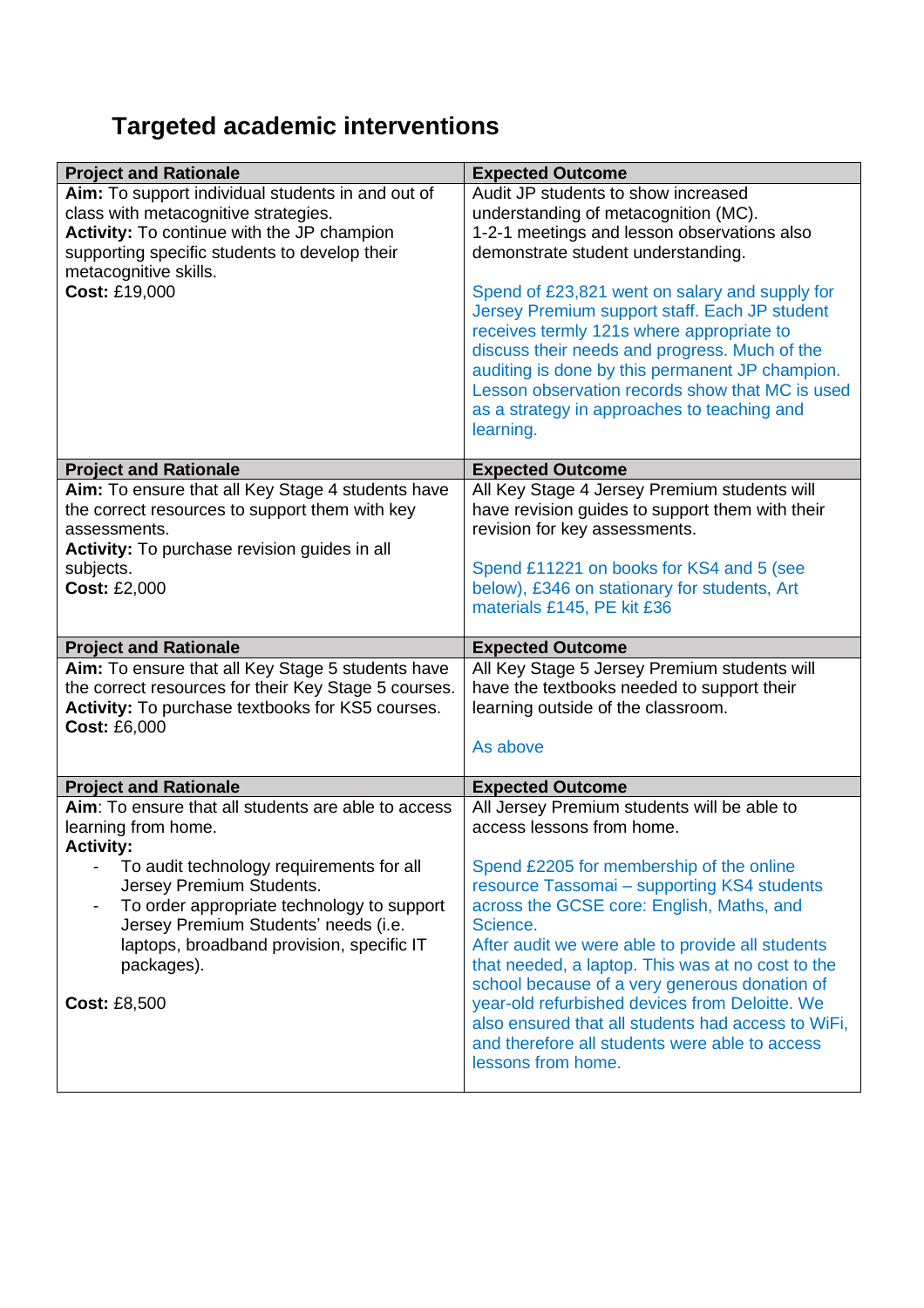## Targeted academic interventions

| Project and Rationale | Expected Outcome |
| --- | --- |
| **Aim:** To support individual students in and out of class with metacognitive strategies.<br>**Activity:** To continue with the JP champion supporting specific students to develop their metacognitive skills.<br>**Cost:** £19,000 | Audit JP students to show increased understanding of metacognition (MC).<br>1-2-1 meetings and lesson observations also demonstrate student understanding.<br><br>Spend of £23,821 went on salary and supply for Jersey Premium support staff. Each JP student receives termly 121s where appropriate to discuss their needs and progress. Much of the auditing is done by this permanent JP champion. Lesson observation records show that MC is used as a strategy in approaches to teaching and learning. |

| Project and Rationale | Expected Outcome |
| --- | --- |
| **Aim:** To ensure that all Key Stage 4 students have the correct resources to support them with key assessments.<br>**Activity:** To purchase revision guides in all subjects.<br>**Cost:** £2,000 | All Key Stage 4 Jersey Premium students will have revision guides to support them with their revision for key assessments.<br><br>Spend £11221 on books for KS4 and 5 (see below), £346 on stationary for students, Art materials £145, PE kit £36 |

| Project and Rationale | Expected Outcome |
| --- | --- |
| **Aim:** To ensure that all Key Stage 5 students have the correct resources for their Key Stage 5 courses.<br>**Activity:** To purchase textbooks for KS5 courses.<br>**Cost:** £6,000 | All Key Stage 5 Jersey Premium students will have the textbooks needed to support their learning outside of the classroom.<br><br>As above |

| Project and Rationale | Expected Outcome |
| --- | --- |
| **Aim**: To ensure that all students are able to access learning from home.<br>**Activity:**<br>- To audit technology requirements for all Jersey Premium Students.<br>- To order appropriate technology to support Jersey Premium Students' needs (i.e. laptops, broadband provision, specific IT packages).<br><br>**Cost:** £8,500 | All Jersey Premium students will be able to access lessons from home.<br><br>Spend £2205 for membership of the online resource Tassomai – supporting KS4 students across the GCSE core: English, Maths, and Science.<br>After audit we were able to provide all students that needed, a laptop. This was at no cost to the school because of a very generous donation of year-old refurbished devices from Deloitte. We also ensured that all students had access to WiFi, and therefore all students were able to access lessons from home. |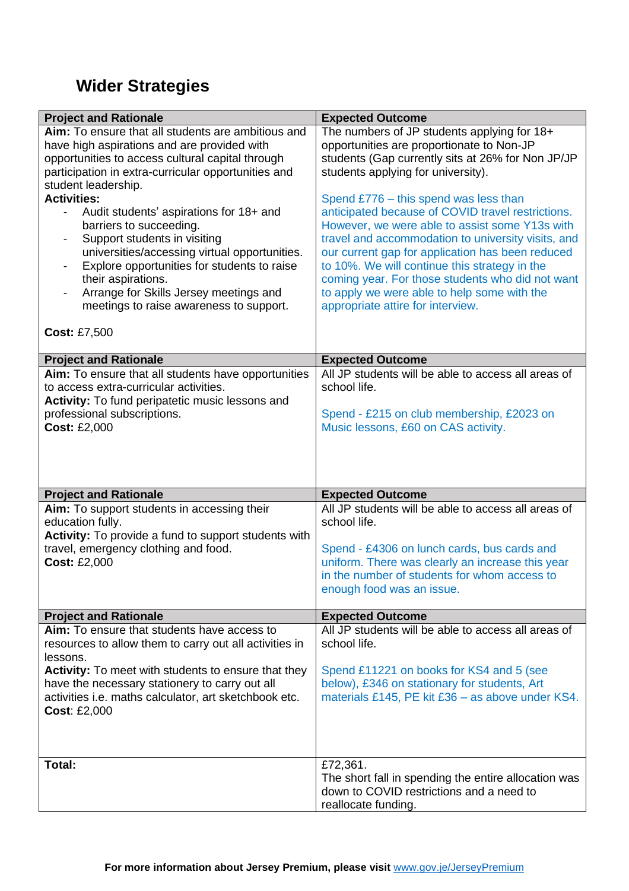## Wider Strategies

| Project and Rationale | Expected Outcome |
|---|---|
| **Aim:** To ensure that all students are ambitious and have high aspirations and are provided with opportunities to access cultural capital through participation in extra-curricular opportunities and student leadership.<br>**Activities:**<br>- Audit students' aspirations for 18+ and barriers to succeeding.<br>- Support students in visiting universities/accessing virtual opportunities.<br>- Explore opportunities for students to raise their aspirations.<br>- Arrange for Skills Jersey meetings and meetings to raise awareness to support.<br><br>**Cost:** £7,500 | The numbers of JP students applying for 18+ opportunities are proportionate to Non-JP students (Gap currently sits at 26% for Non JP/JP students applying for university).<br><br>Spend £776 – this spend was less than anticipated because of COVID travel restrictions. However, we were able to assist some Y13s with travel and accommodation to university visits, and our current gap for application has been reduced to 10%. We will continue this strategy in the coming year. For those students who did not want to apply we were able to help some with the appropriate attire for interview. |
| **Project and Rationale** | **Expected Outcome** |
| **Aim:** To ensure that all students have opportunities to access extra-curricular activities.<br>**Activity:** To fund peripatetic music lessons and professional subscriptions.<br>**Cost:** £2,000 | All JP students will be able to access all areas of school life.<br><br>Spend - £215 on club membership, £2023 on Music lessons, £60 on CAS activity. |
| **Project and Rationale** | **Expected Outcome** |
| **Aim:** To support students in accessing their education fully.<br>**Activity:** To provide a fund to support students with travel, emergency clothing and food.<br>**Cost:** £2,000 | All JP students will be able to access all areas of school life.<br><br>Spend - £4306 on lunch cards, bus cards and uniform. There was clearly an increase this year in the number of students for whom access to enough food was an issue. |
| **Project and Rationale** | **Expected Outcome** |
| **Aim:** To ensure that students have access to resources to allow them to carry out all activities in lessons.<br>**Activity:** To meet with students to ensure that they have the necessary stationery to carry out all activities i.e. maths calculator, art sketchbook etc.<br>**Cost**: £2,000 | All JP students will be able to access all areas of school life.<br><br>Spend £11221 on books for KS4 and 5 (see below), £346 on stationary for students, Art materials £145, PE kit £36 – as above under KS4. |
| **Total:** | £72,361.<br>The short fall in spending the entire allocation was down to COVID restrictions and a need to reallocate funding. |

**For more information about Jersey Premium, please visit** www.gov.je/JerseyPremium